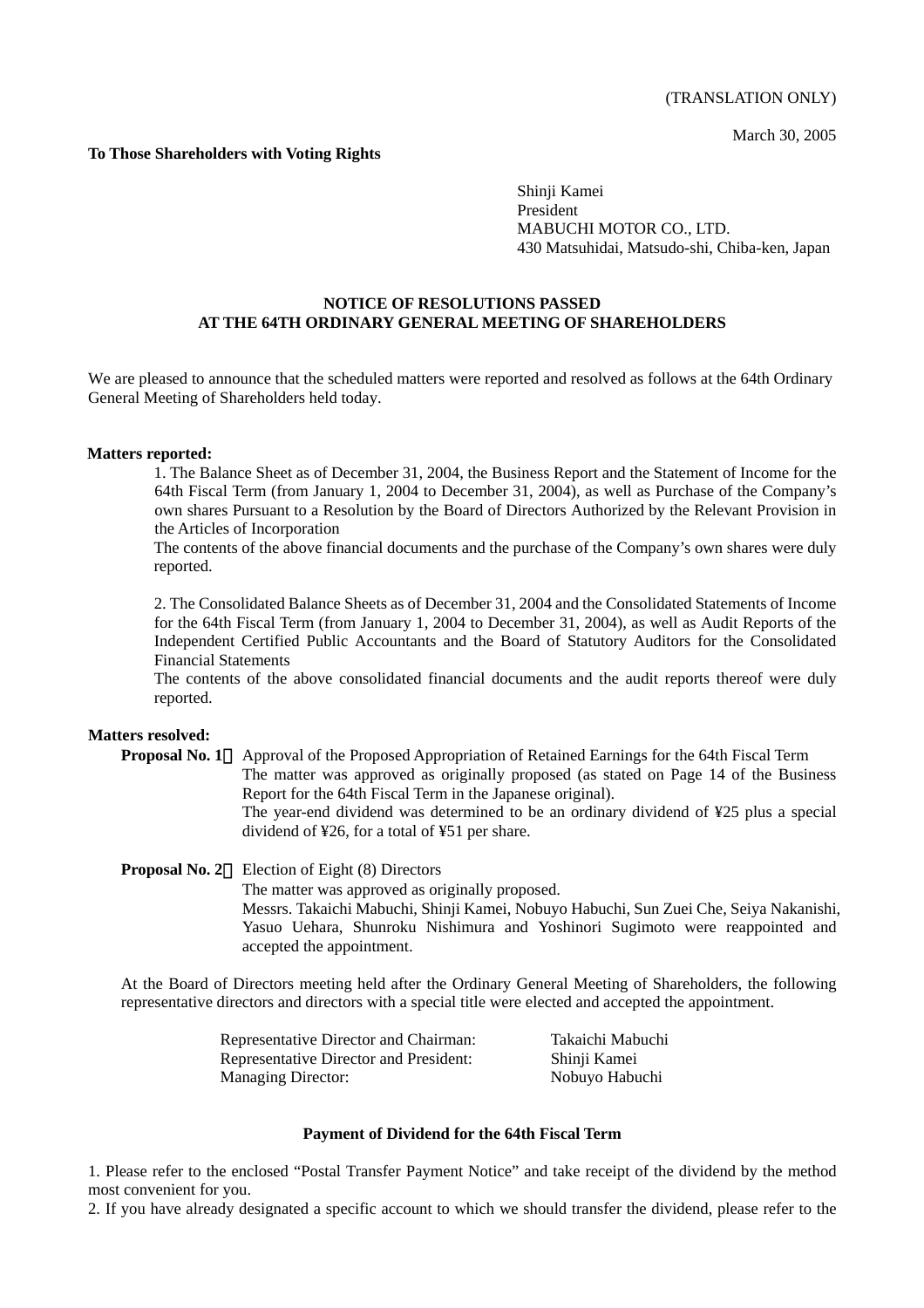(TRANSLATION ONLY)

March 30, 2005

**To Those Shareholders with Voting Rights**

Shinji Kamei
President
MABUCHI MOTOR CO., LTD.
430 Matsuhidai, Matsudo-shi, Chiba-ken, Japan

## NOTICE OF RESOLUTIONS PASSED AT THE 64TH ORDINARY GENERAL MEETING OF SHAREHOLDERS

We are pleased to announce that the scheduled matters were reported and resolved as follows at the 64th Ordinary General Meeting of Shareholders held today.

**Matters reported:**

1. The Balance Sheet as of December 31, 2004, the Business Report and the Statement of Income for the 64th Fiscal Term (from January 1, 2004 to December 31, 2004), as well as Purchase of the Company's own shares Pursuant to a Resolution by the Board of Directors Authorized by the Relevant Provision in the Articles of Incorporation
The contents of the above financial documents and the purchase of the Company's own shares were duly reported.

2. The Consolidated Balance Sheets as of December 31, 2004 and the Consolidated Statements of Income for the 64th Fiscal Term (from January 1, 2004 to December 31, 2004), as well as Audit Reports of the Independent Certified Public Accountants and the Board of Statutory Auditors for the Consolidated Financial Statements
The contents of the above consolidated financial documents and the audit reports thereof were duly reported.

**Matters resolved:**

**Proposal No. 1**： Approval of the Proposed Appropriation of Retained Earnings for the 64th Fiscal Term
The matter was approved as originally proposed (as stated on Page 14 of the Business Report for the 64th Fiscal Term in the Japanese original).
The year-end dividend was determined to be an ordinary dividend of ¥25 plus a special dividend of ¥26, for a total of ¥51 per share.

**Proposal No. 2**： Election of Eight (8) Directors
The matter was approved as originally proposed.
Messrs. Takaichi Mabuchi, Shinji Kamei, Nobuyo Habuchi, Sun Zuei Che, Seiya Nakanishi, Yasuo Uehara, Shunroku Nishimura and Yoshinori Sugimoto were reappointed and accepted the appointment.

At the Board of Directors meeting held after the Ordinary General Meeting of Shareholders, the following representative directors and directors with a special title were elected and accepted the appointment.

| | |
|---|---|
| Representative Director and Chairman: | Takaichi Mabuchi |
| Representative Director and President: | Shinji Kamei |
| Managing Director: | Nobuyo Habuchi |

**Payment of Dividend for the 64th Fiscal Term**

1. Please refer to the enclosed "Postal Transfer Payment Notice" and take receipt of the dividend by the method most convenient for you.
2. If you have already designated a specific account to which we should transfer the dividend, please refer to the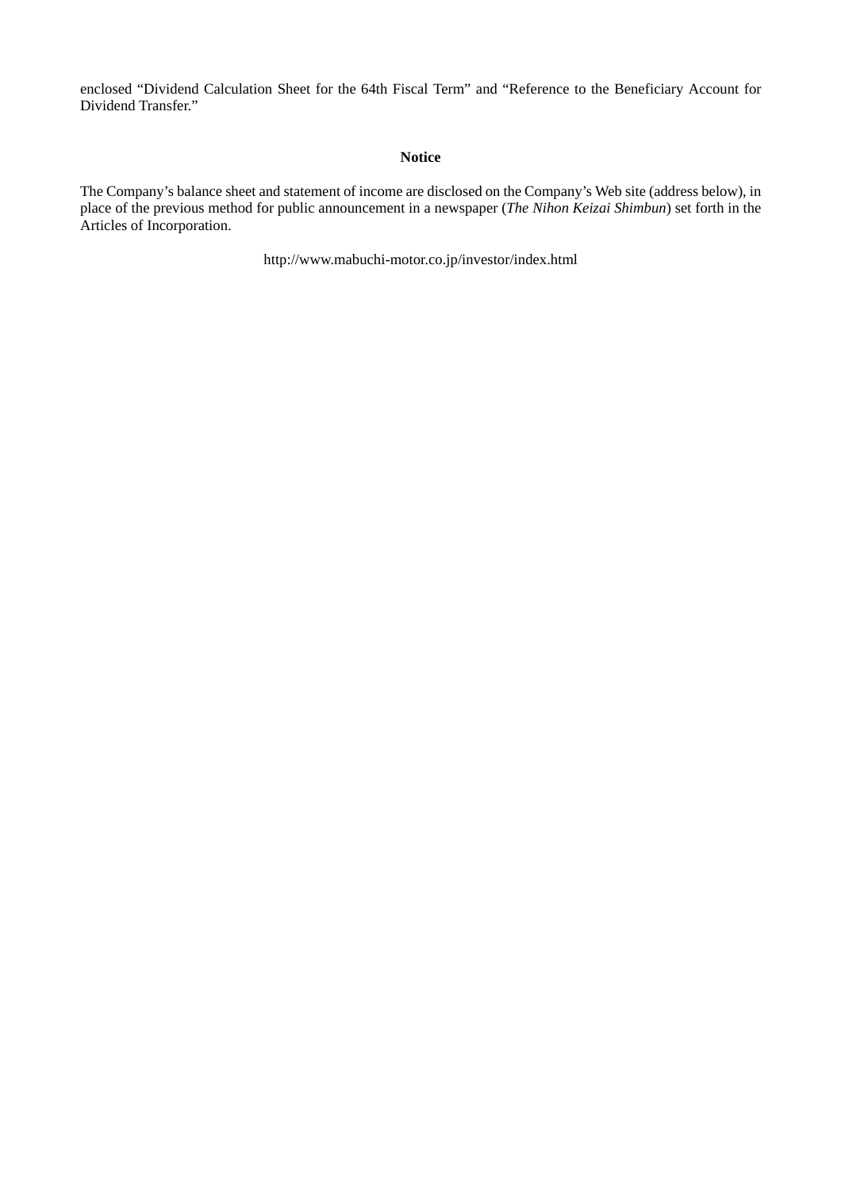enclosed “Dividend Calculation Sheet for the 64th Fiscal Term” and “Reference to the Beneficiary Account for Dividend Transfer.”

**Notice**

The Company’s balance sheet and statement of income are disclosed on the Company’s Web site (address below), in place of the previous method for public announcement in a newspaper (*The Nihon Keizai Shimbun*) set forth in the Articles of Incorporation.

http://www.mabuchi-motor.co.jp/investor/index.html